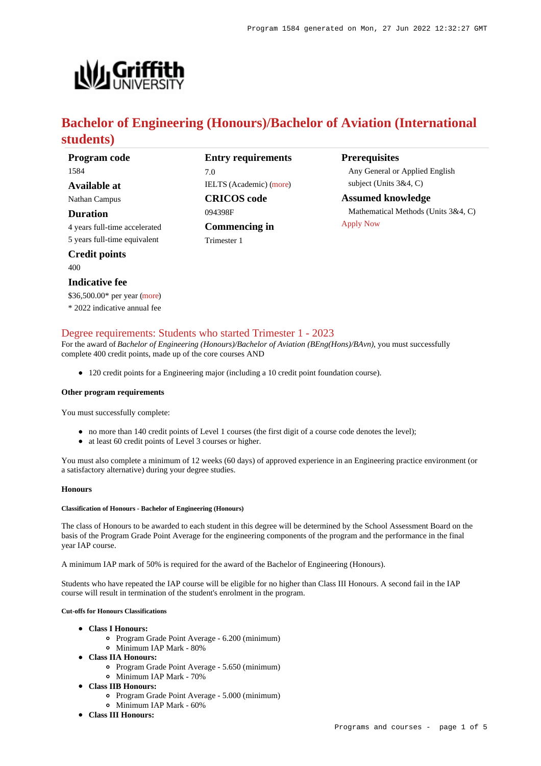# Bachelor of Engineering (Honours)/Bachelor of Aviation (International students)

**Program code**
1584

**Available at**
Nathan Campus

**Duration**
4 years full-time accelerated
5 years full-time equivalent

**Credit points**
400

**Indicative fee**
$36,500.00* per year (more)
* 2022 indicative annual fee

**Entry requirements**
7.0
IELTS (Academic) (more)

**CRICOS code**
094398F

**Commencing in**
Trimester 1

**Prerequisites**
Any General or Applied English subject (Units 3&4, C)

**Assumed knowledge**
Mathematical Methods (Units 3&4, C)

Apply Now

## Degree requirements: Students who started Trimester 1 - 2023

For the award of *Bachelor of Engineering (Honours)/Bachelor of Aviation (BEng(Hons)/BAvn)*, you must successfully complete 400 credit points, made up of the core courses AND

- 120 credit points for a Engineering major (including a 10 credit point foundation course).

#### Other program requirements

You must successfully complete:

- no more than 140 credit points of Level 1 courses (the first digit of a course code denotes the level);
- at least 60 credit points of Level 3 courses or higher.

You must also complete a minimum of 12 weeks (60 days) of approved experience in an Engineering practice environment (or a satisfactory alternative) during your degree studies.

#### Honours

##### Classification of Honours - Bachelor of Engineering (Honours)

The class of Honours to be awarded to each student in this degree will be determined by the School Assessment Board on the basis of the Program Grade Point Average for the engineering components of the program and the performance in the final year IAP course.

A minimum IAP mark of 50% is required for the award of the Bachelor of Engineering (Honours).

Students who have repeated the IAP course will be eligible for no higher than Class III Honours. A second fail in the IAP course will result in termination of the student's enrolment in the program.

##### Cut-offs for Honours Classifications

- **Class I Honours:**
  - Program Grade Point Average - 6.200 (minimum)
  - Minimum IAP Mark - 80%
- **Class IIA Honours:**
  - Program Grade Point Average - 5.650 (minimum)
  - Minimum IAP Mark - 70%
- **Class IIB Honours:**
  - Program Grade Point Average - 5.000 (minimum)
  - Minimum IAP Mark - 60%
- **Class III Honours:**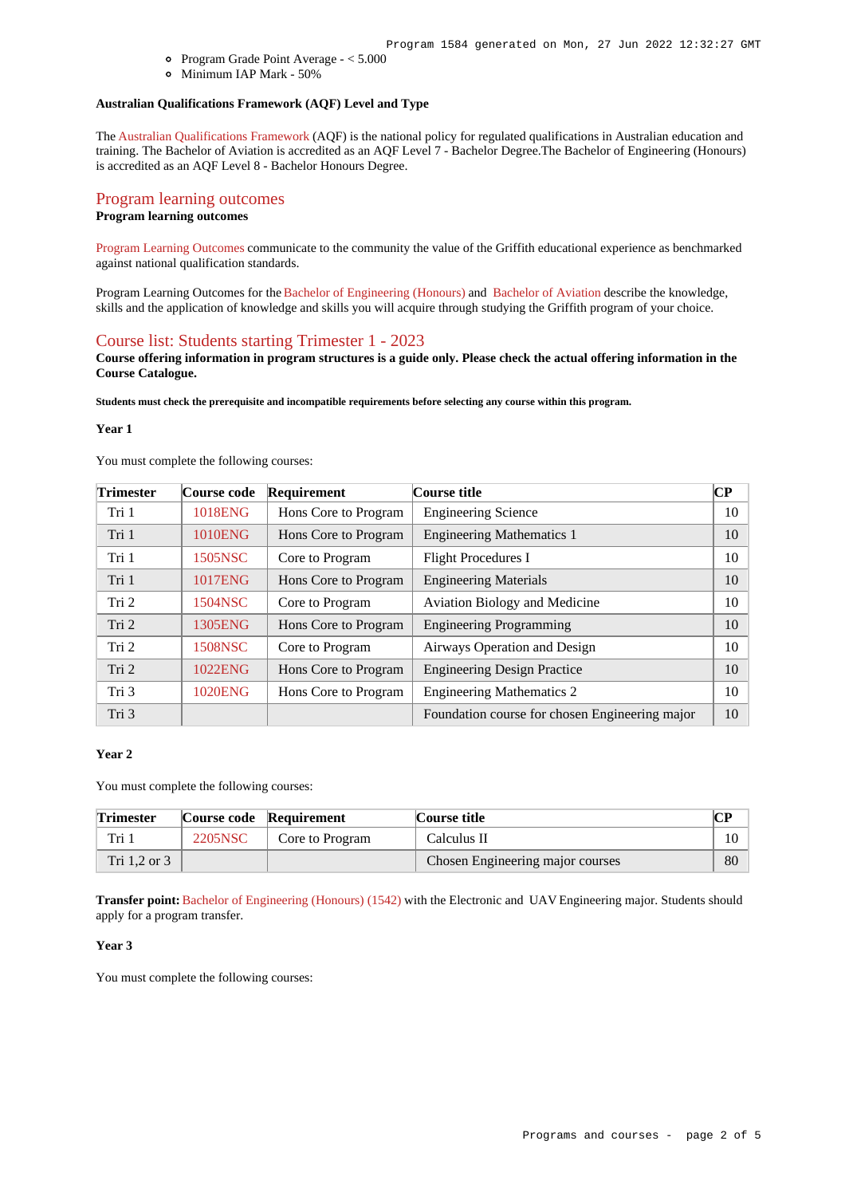- Program Grade Point Average - < 5.000
- Minimum IAP Mark - 50%

**Australian Qualifications Framework (AQF) Level and Type**

The Australian Qualifications Framework (AQF) is the national policy for regulated qualifications in Australian education and training. The Bachelor of Aviation is accredited as an AQF Level 7 - Bachelor Degree.The Bachelor of Engineering (Honours) is accredited as an AQF Level 8 - Bachelor Honours Degree.

## Program learning outcomes

**Program learning outcomes**

Program Learning Outcomes communicate to the community the value of the Griffith educational experience as benchmarked against national qualification standards.

Program Learning Outcomes for the Bachelor of Engineering (Honours) and Bachelor of Aviation describe the knowledge, skills and the application of knowledge and skills you will acquire through studying the Griffith program of your choice.

## Course list: Students starting Trimester 1 - 2023

**Course offering information in program structures is a guide only. Please check the actual offering information in the Course Catalogue.**

**Students must check the prerequisite and incompatible requirements before selecting any course within this program.**

**Year 1**

You must complete the following courses:

| Trimester | Course code | Requirement | Course title | CP |
|---|---|---|---|---|
| Tri 1 | 1018ENG | Hons Core to Program | Engineering Science | 10 |
| Tri 1 | 1010ENG | Hons Core to Program | Engineering Mathematics 1 | 10 |
| Tri 1 | 1505NSC | Core to Program | Flight Procedures I | 10 |
| Tri 1 | 1017ENG | Hons Core to Program | Engineering Materials | 10 |
| Tri 2 | 1504NSC | Core to Program | Aviation Biology and Medicine | 10 |
| Tri 2 | 1305ENG | Hons Core to Program | Engineering Programming | 10 |
| Tri 2 | 1508NSC | Core to Program | Airways Operation and Design | 10 |
| Tri 2 | 1022ENG | Hons Core to Program | Engineering Design Practice | 10 |
| Tri 3 | 1020ENG | Hons Core to Program | Engineering Mathematics 2 | 10 |
| Tri 3 | | | Foundation course for chosen Engineering major | 10 |

**Year 2**

You must complete the following courses:

| Trimester | Course code | Requirement | Course title | CP |
|---|---|---|---|---|
| Tri 1 | 2205NSC | Core to Program | Calculus II | 10 |
| Tri 1,2 or 3 | | | Chosen Engineering major courses | 80 |

**Transfer point:** Bachelor of Engineering (Honours) (1542) with the Electronic and UAV Engineering major. Students should apply for a program transfer.

**Year 3**

You must complete the following courses: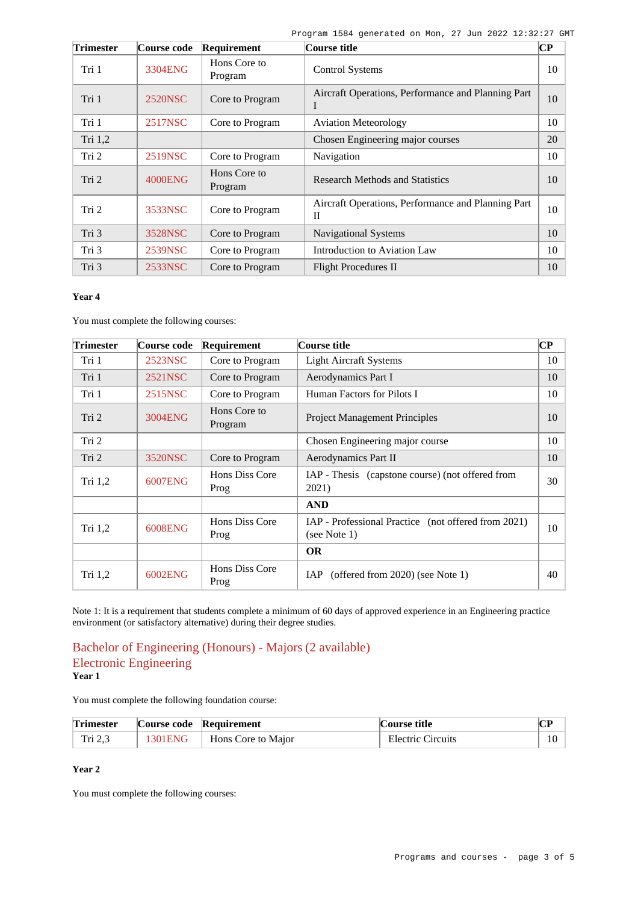| Trimester | Course code | Requirement | Course title | CP |
|---|---|---|---|---|
| Tri 1 | 3304ENG | Hons Core to Program | Control Systems | 10 |
| Tri 1 | 2520NSC | Core to Program | Aircraft Operations, Performance and Planning Part I | 10 |
| Tri 1 | 2517NSC | Core to Program | Aviation Meteorology | 10 |
| Tri 1,2 | | | Chosen Engineering major courses | 20 |
| Tri 2 | 2519NSC | Core to Program | Navigation | 10 |
| Tri 2 | 4000ENG | Hons Core to Program | Research Methods and Statistics | 10 |
| Tri 2 | 3533NSC | Core to Program | Aircraft Operations, Performance and Planning Part II | 10 |
| Tri 3 | 3528NSC | Core to Program | Navigational Systems | 10 |
| Tri 3 | 2539NSC | Core to Program | Introduction to Aviation Law | 10 |
| Tri 3 | 2533NSC | Core to Program | Flight Procedures II | 10 |

#### Year 4

You must complete the following courses:

| Trimester | Course code | Requirement | Course title | CP |
|---|---|---|---|---|
| Tri 1 | 2523NSC | Core to Program | Light Aircraft Systems | 10 |
| Tri 1 | 2521NSC | Core to Program | Aerodynamics Part I | 10 |
| Tri 1 | 2515NSC | Core to Program | Human Factors for Pilots I | 10 |
| Tri 2 | 3004ENG | Hons Core to Program | Project Management Principles | 10 |
| Tri 2 | | | Chosen Engineering major course | 10 |
| Tri 2 | 3520NSC | Core to Program | Aerodynamics Part II | 10 |
| Tri 1,2 | 6007ENG | Hons Diss Core Prog | IAP - Thesis (capstone course) (not offered from 2021) | 30 |
| | | | **AND** | |
| Tri 1,2 | 6008ENG | Hons Diss Core Prog | IAP - Professional Practice (not offered from 2021) (see Note 1) | 10 |
| | | | **OR** | |
| Tri 1,2 | 6002ENG | Hons Diss Core Prog | IAP (offered from 2020) (see Note 1) | 40 |

Note 1: It is a requirement that students complete a minimum of 60 days of approved experience in an Engineering practice environment (or satisfactory alternative) during their degree studies.

## Bachelor of Engineering (Honours) - Majors (2 available)

## Electronic Engineering

#### Year 1

You must complete the following foundation course:

| Trimester | Course code | Requirement | Course title | CP |
|---|---|---|---|---|
| Tri 2,3 | 1301ENG | Hons Core to Major | Electric Circuits | 10 |

#### Year 2

You must complete the following courses: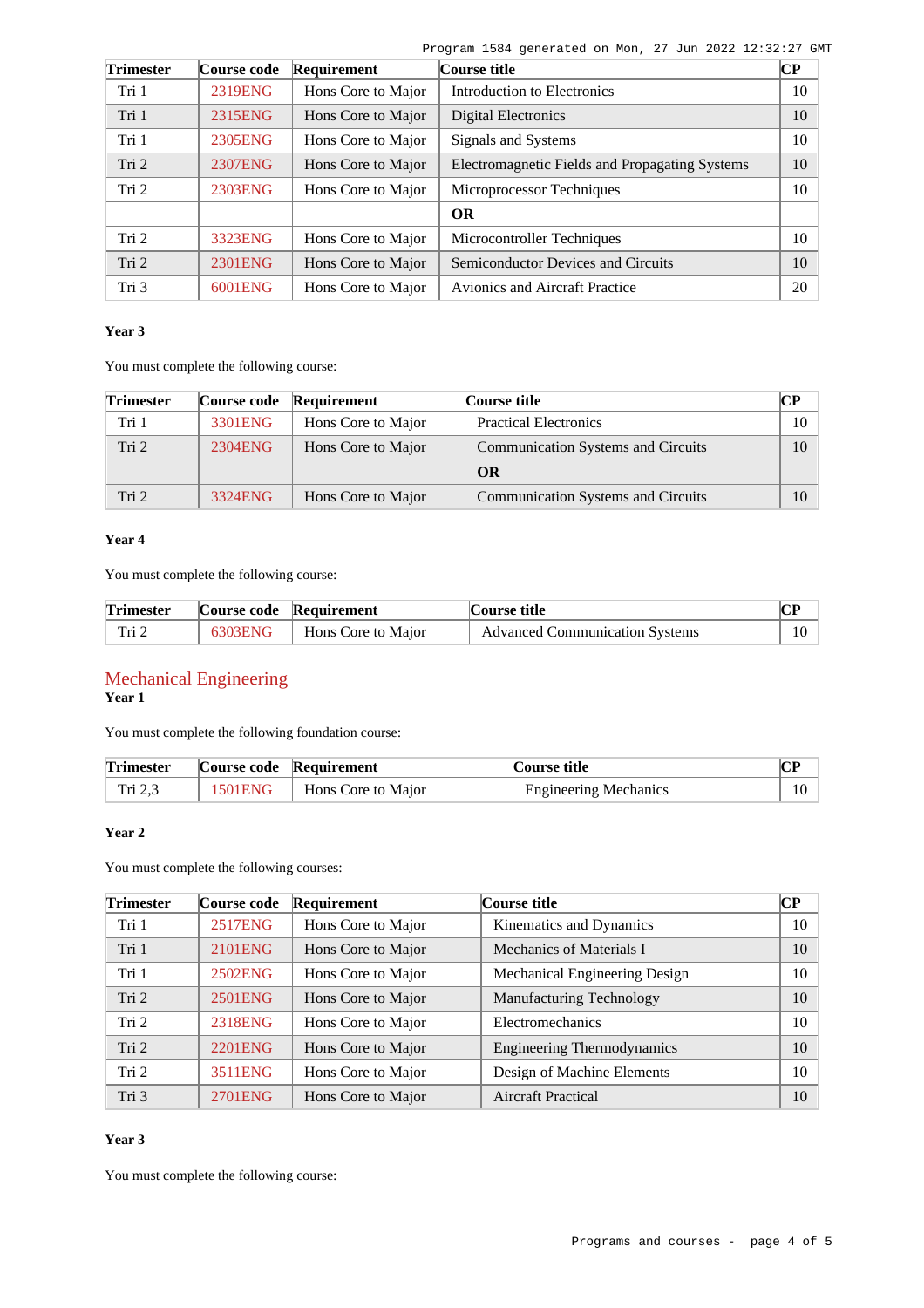| Trimester | Course code | Requirement | Course title | CP |
|---|---|---|---|---|
| Tri 1 | 2319ENG | Hons Core to Major | Introduction to Electronics | 10 |
| Tri 1 | 2315ENG | Hons Core to Major | Digital Electronics | 10 |
| Tri 1 | 2305ENG | Hons Core to Major | Signals and Systems | 10 |
| Tri 2 | 2307ENG | Hons Core to Major | Electromagnetic Fields and Propagating Systems | 10 |
| Tri 2 | 2303ENG | Hons Core to Major | Microprocessor Techniques | 10 |
| | | | **OR** | |
| Tri 2 | 3323ENG | Hons Core to Major | Microcontroller Techniques | 10 |
| Tri 2 | 2301ENG | Hons Core to Major | Semiconductor Devices and Circuits | 10 |
| Tri 3 | 6001ENG | Hons Core to Major | Avionics and Aircraft Practice | 20 |

#### Year 3

You must complete the following course:

| Trimester | Course code | Requirement | Course title | CP |
|---|---|---|---|---|
| Tri 1 | 3301ENG | Hons Core to Major | Practical Electronics | 10 |
| Tri 2 | 2304ENG | Hons Core to Major | Communication Systems and Circuits | 10 |
| | | | **OR** | |
| Tri 2 | 3324ENG | Hons Core to Major | Communication Systems and Circuits | 10 |

#### Year 4

You must complete the following course:

| Trimester | Course code | Requirement | Course title | CP |
|---|---|---|---|---|
| Tri 2 | 6303ENG | Hons Core to Major | Advanced Communication Systems | 10 |

### Mechanical Engineering

#### Year 1

You must complete the following foundation course:

| Trimester | Course code | Requirement | Course title | CP |
|---|---|---|---|---|
| Tri 2,3 | 1501ENG | Hons Core to Major | Engineering Mechanics | 10 |

#### Year 2

You must complete the following courses:

| Trimester | Course code | Requirement | Course title | CP |
|---|---|---|---|---|
| Tri 1 | 2517ENG | Hons Core to Major | Kinematics and Dynamics | 10 |
| Tri 1 | 2101ENG | Hons Core to Major | Mechanics of Materials I | 10 |
| Tri 1 | 2502ENG | Hons Core to Major | Mechanical Engineering Design | 10 |
| Tri 2 | 2501ENG | Hons Core to Major | Manufacturing Technology | 10 |
| Tri 2 | 2318ENG | Hons Core to Major | Electromechanics | 10 |
| Tri 2 | 2201ENG | Hons Core to Major | Engineering Thermodynamics | 10 |
| Tri 2 | 3511ENG | Hons Core to Major | Design of Machine Elements | 10 |
| Tri 3 | 2701ENG | Hons Core to Major | Aircraft Practical | 10 |

#### Year 3

You must complete the following course: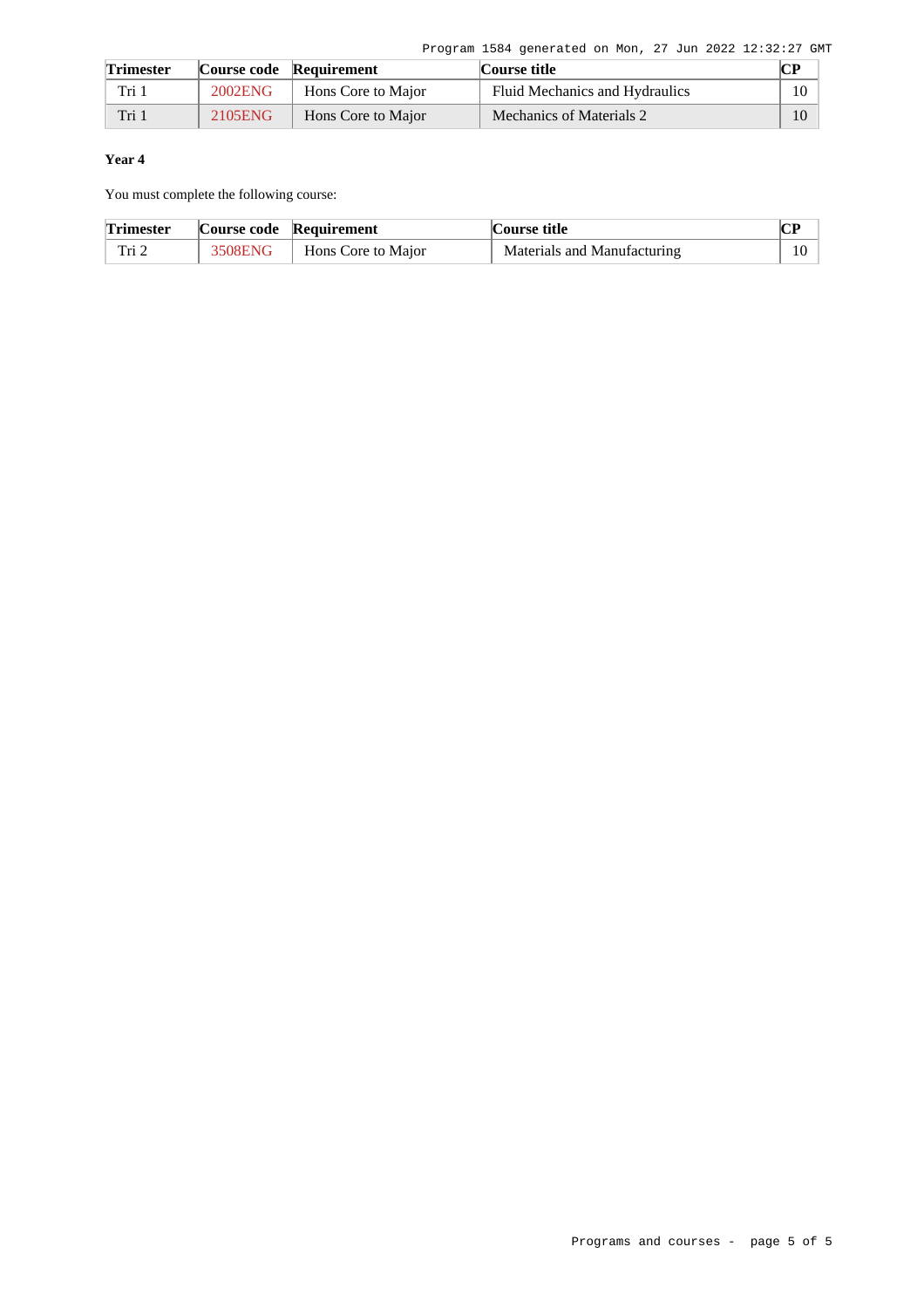| Trimester | Course code | Requirement | Course title | CP |
| --- | --- | --- | --- | --- |
| Tri 1 | 2002ENG | Hons Core to Major | Fluid Mechanics and Hydraulics | 10 |
| Tri 1 | 2105ENG | Hons Core to Major | Mechanics of Materials 2 | 10 |

**Year 4**

You must complete the following course:

| Trimester | Course code | Requirement | Course title | CP |
| --- | --- | --- | --- | --- |
| Tri 2 | 3508ENG | Hons Core to Major | Materials and Manufacturing | 10 |